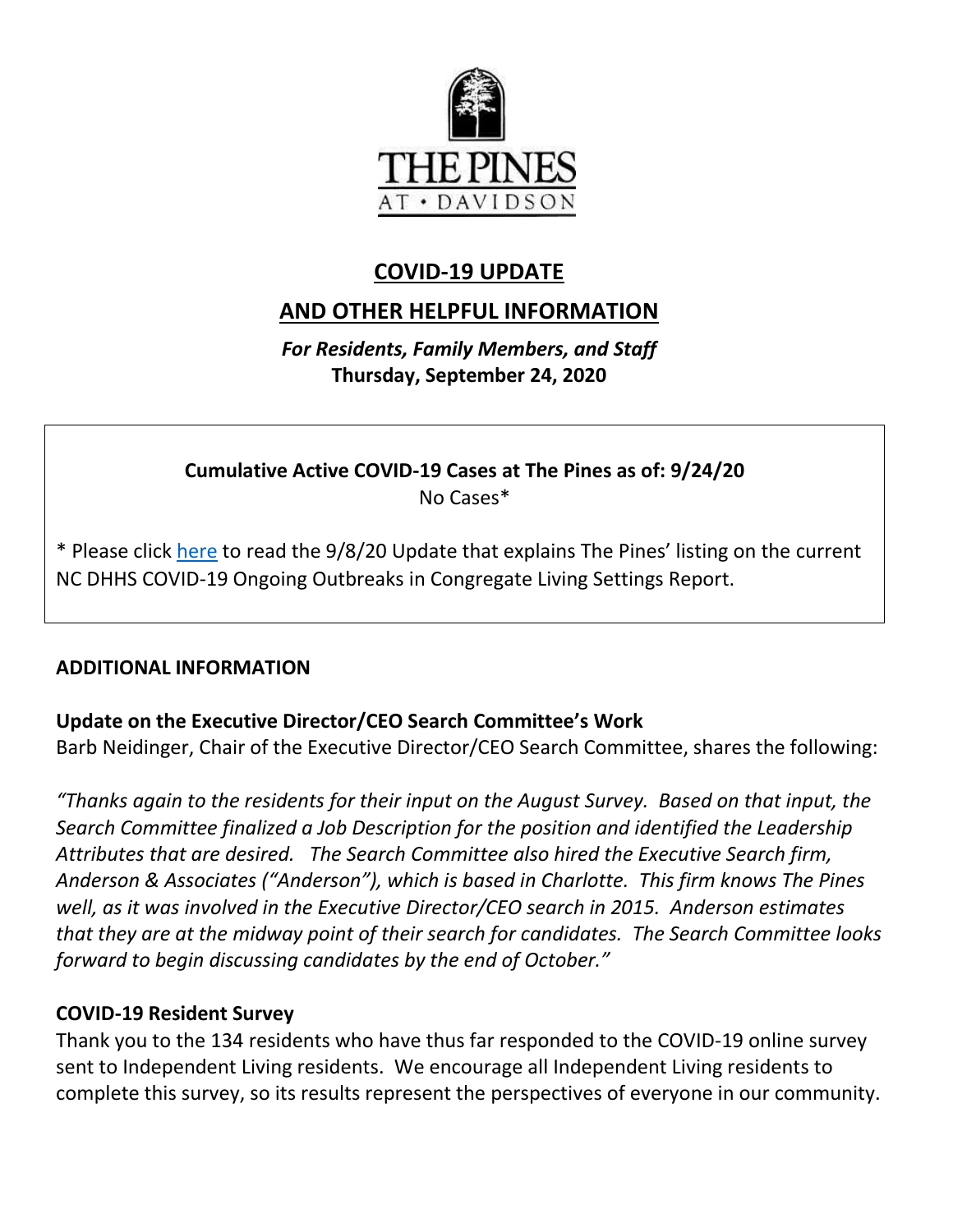THE PINES

AT • DAVIDSON

# COVID-19 UPDATE

# AND OTHER HELPFUL INFORMATION

*For Residents, Family Members, and Staff*

**Thursday, September 24, 2020**

**Cumulative Active COVID-19 Cases at The Pines as of: 9/24/20**

No Cases*

* Please click here to read the 9/8/20 Update that explains The Pines' listing on the current NC DHHS COVID-19 Ongoing Outbreaks in Congregate Living Settings Report.

## ADDITIONAL INFORMATION

### Update on the Executive Director/CEO Search Committee's Work

Barb Neidinger, Chair of the Executive Director/CEO Search Committee, shares the following:

*"Thanks again to the residents for their input on the August Survey. Based on that input, the Search Committee finalized a Job Description for the position and identified the Leadership Attributes that are desired. The Search Committee also hired the Executive Search firm, Anderson & Associates ("Anderson"), which is based in Charlotte. This firm knows The Pines well, as it was involved in the Executive Director/CEO search in 2015. Anderson estimates that they are at the midway point of their search for candidates. The Search Committee looks forward to begin discussing candidates by the end of October."*

### COVID-19 Resident Survey

Thank you to the 134 residents who have thus far responded to the COVID-19 online survey sent to Independent Living residents. We encourage all Independent Living residents to complete this survey, so its results represent the perspectives of everyone in our community.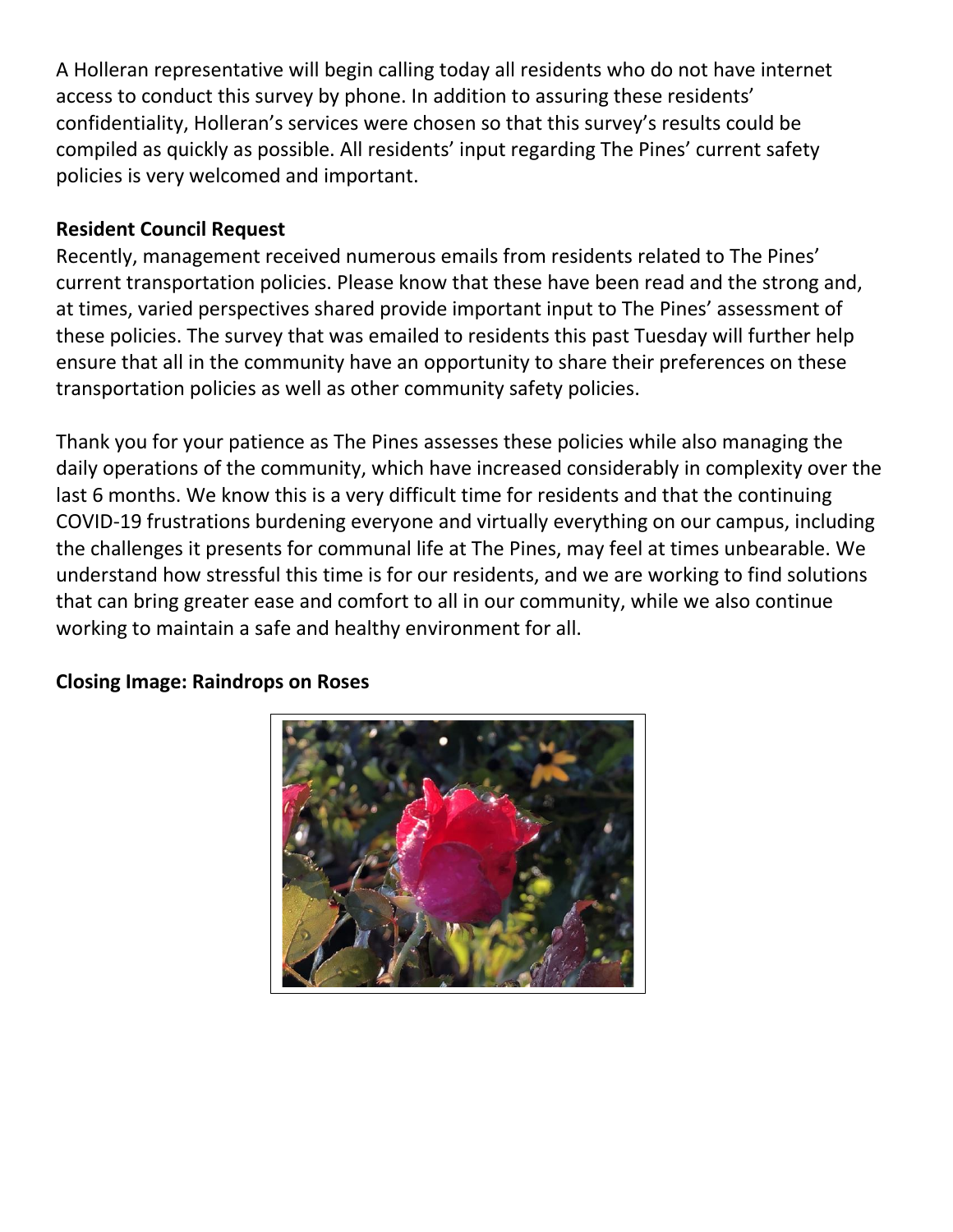A Holleran representative will begin calling today all residents who do not have internet access to conduct this survey by phone. In addition to assuring these residents' confidentiality, Holleran's services were chosen so that this survey's results could be compiled as quickly as possible. All residents' input regarding The Pines' current safety policies is very welcomed and important.

**Resident Council Request**

Recently, management received numerous emails from residents related to The Pines' current transportation policies. Please know that these have been read and the strong and, at times, varied perspectives shared provide important input to The Pines' assessment of these policies. The survey that was emailed to residents this past Tuesday will further help ensure that all in the community have an opportunity to share their preferences on these transportation policies as well as other community safety policies.

Thank you for your patience as The Pines assesses these policies while also managing the daily operations of the community, which have increased considerably in complexity over the last 6 months. We know this is a very difficult time for residents and that the continuing COVID-19 frustrations burdening everyone and virtually everything on our campus, including the challenges it presents for communal life at The Pines, may feel at times unbearable. We understand how stressful this time is for our residents, and we are working to find solutions that can bring greater ease and comfort to all in our community, while we also continue working to maintain a safe and healthy environment for all.

**Closing Image: Raindrops on Roses**